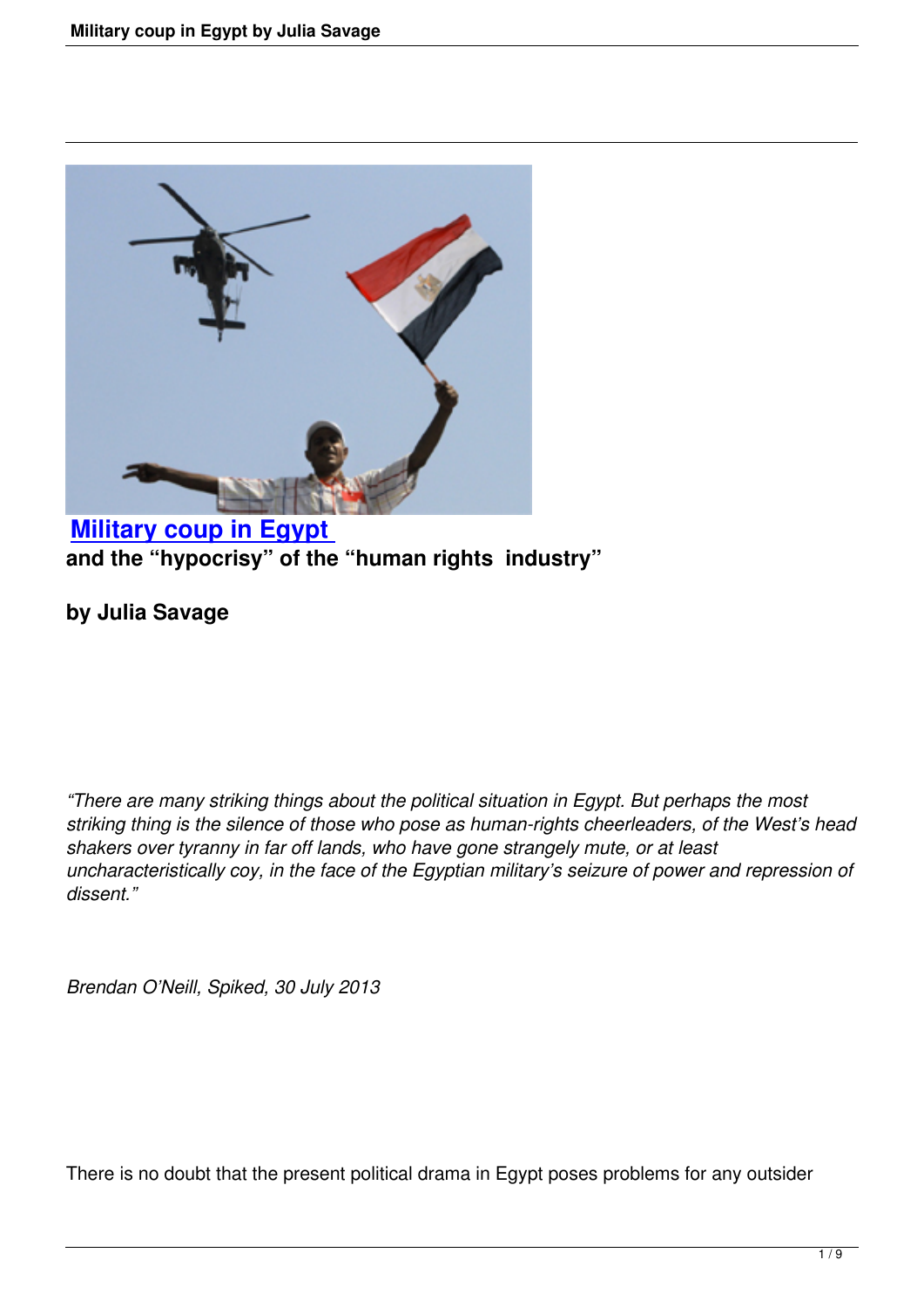# [Military coup in Egypt](#) and the "hypocrisy" of the "human rights industry"

**by Julia Savage**

*"There are many striking things about the political situation in Egypt. But perhaps the most striking thing is the silence of those who pose as human-rights cheerleaders, of the West's head shakers over tyranny in far off lands, who have gone strangely mute, or at least uncharacteristically coy, in the face of the Egyptian military's seizure of power and repression of dissent."*

*Brendan O'Neill, Spiked, 30 July 2013*

There is no doubt that the present political drama in Egypt poses problems for any outsider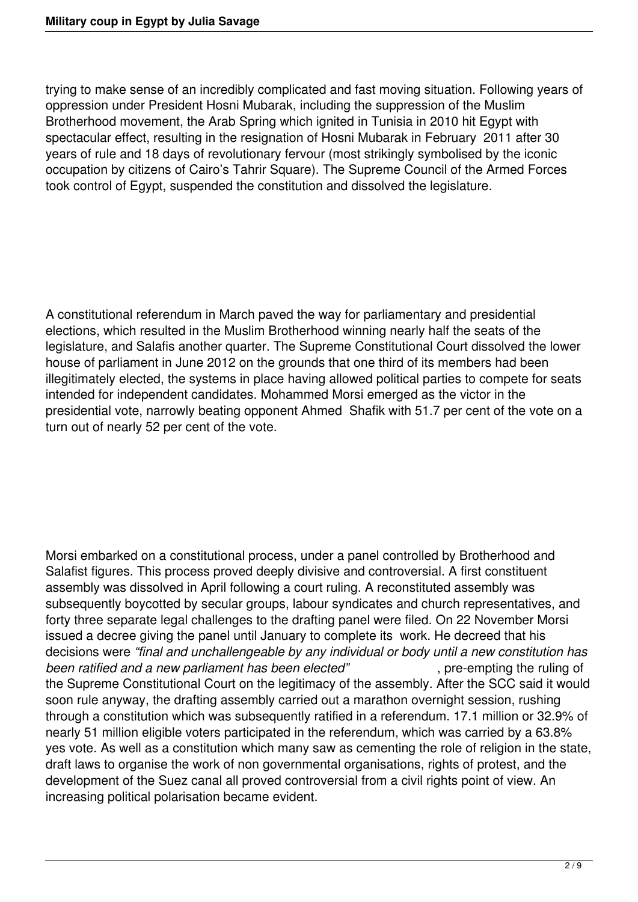trying to make sense of an incredibly complicated and fast moving situation. Following years of oppression under President Hosni Mubarak, including the suppression of the Muslim Brotherhood movement, the Arab Spring which ignited in Tunisia in 2010 hit Egypt with spectacular effect, resulting in the resignation of Hosni Mubarak in February 2011 after 30 years of rule and 18 days of revolutionary fervour (most strikingly symbolised by the iconic occupation by citizens of Cairo's Tahrir Square). The Supreme Council of the Armed Forces took control of Egypt, suspended the constitution and dissolved the legislature.

A constitutional referendum in March paved the way for parliamentary and presidential elections, which resulted in the Muslim Brotherhood winning nearly half the seats of the legislature, and Salafis another quarter. The Supreme Constitutional Court dissolved the lower house of parliament in June 2012 on the grounds that one third of its members had been illegitimately elected, the systems in place having allowed political parties to compete for seats intended for independent candidates. Mohammed Morsi emerged as the victor in the presidential vote, narrowly beating opponent Ahmed Shafik with 51.7 per cent of the vote on a turn out of nearly 52 per cent of the vote.

Morsi embarked on a constitutional process, under a panel controlled by Brotherhood and Salafist figures. This process proved deeply divisive and controversial. A first constituent assembly was dissolved in April following a court ruling. A reconstituted assembly was subsequently boycotted by secular groups, labour syndicates and church representatives, and forty three separate legal challenges to the drafting panel were filed. On 22 November Morsi issued a decree giving the panel until January to complete its work. He decreed that his decisions were *"final and unchallengeable by any individual or body until a new constitution has been ratified and a new parliament has been elected"*, pre-empting the ruling of the Supreme Constitutional Court on the legitimacy of the assembly. After the SCC said it would soon rule anyway, the drafting assembly carried out a marathon overnight session, rushing through a constitution which was subsequently ratified in a referendum. 17.1 million or 32.9% of nearly 51 million eligible voters participated in the referendum, which was carried by a 63.8% yes vote. As well as a constitution which many saw as cementing the role of religion in the state, draft laws to organise the work of non governmental organisations, rights of protest, and the development of the Suez canal all proved controversial from a civil rights point of view. An increasing political polarisation became evident.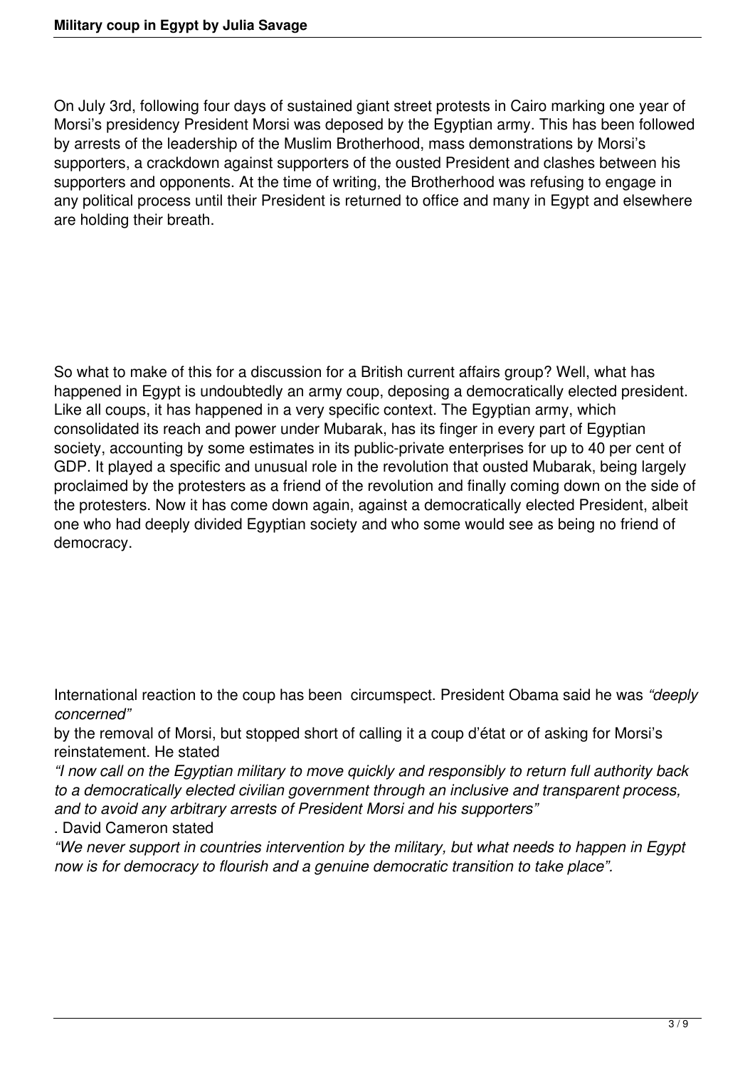On July 3rd, following four days of sustained giant street protests in Cairo marking one year of Morsi's presidency President Morsi was deposed by the Egyptian army. This has been followed by arrests of the leadership of the Muslim Brotherhood, mass demonstrations by Morsi's supporters, a crackdown against supporters of the ousted President and clashes between his supporters and opponents. At the time of writing, the Brotherhood was refusing to engage in any political process until their President is returned to office and many in Egypt and elsewhere are holding their breath.

So what to make of this for a discussion for a British current affairs group? Well, what has happened in Egypt is undoubtedly an army coup, deposing a democratically elected president. Like all coups, it has happened in a very specific context. The Egyptian army, which consolidated its reach and power under Mubarak, has its finger in every part of Egyptian society, accounting by some estimates in its public-private enterprises for up to 40 per cent of GDP. It played a specific and unusual role in the revolution that ousted Mubarak, being largely proclaimed by the protesters as a friend of the revolution and finally coming down on the side of the protesters. Now it has come down again, against a democratically elected President, albeit one who had deeply divided Egyptian society and who some would see as being no friend of democracy.

International reaction to the coup has been circumspect. President Obama said he was *"deeply concerned"* by the removal of Morsi, but stopped short of calling it a coup d'état or of asking for Morsi's reinstatement. He stated *"I now call on the Egyptian military to move quickly and responsibly to return full authority back to a democratically elected civilian government through an inclusive and transparent process, and to avoid any arbitrary arrests of President Morsi and his supporters"*. David Cameron stated *"We never support in countries intervention by the military, but what needs to happen in Egypt now is for democracy to flourish and a genuine democratic transition to take place".*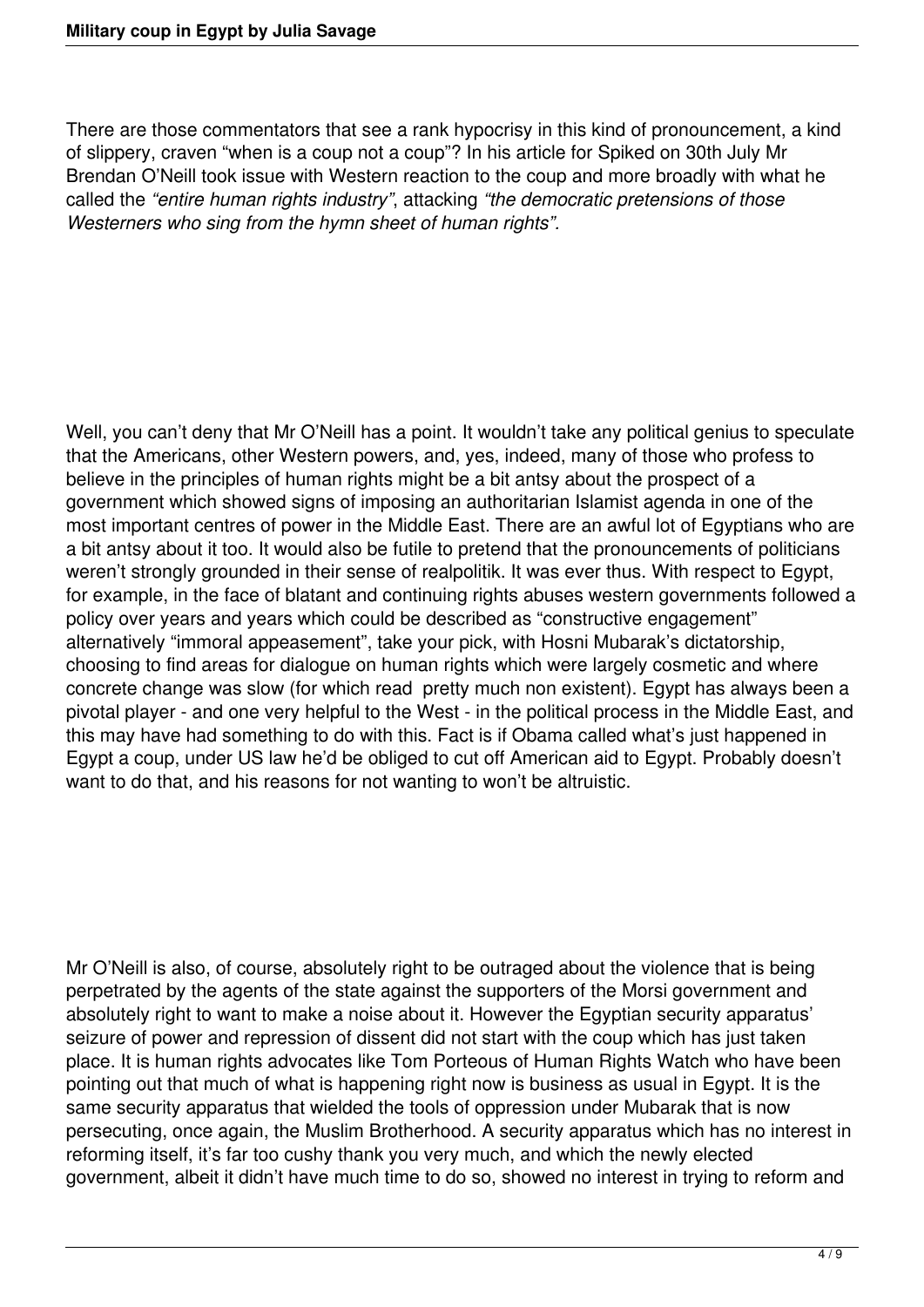There are those commentators that see a rank hypocrisy in this kind of pronouncement, a kind of slippery, craven "when is a coup not a coup"? In his article for Spiked on 30th July Mr Brendan O'Neill took issue with Western reaction to the coup and more broadly with what he called the *"entire human rights industry"*, attacking *"the democratic pretensions of those Westerners who sing from the hymn sheet of human rights".*

Well, you can't deny that Mr O'Neill has a point. It wouldn't take any political genius to speculate that the Americans, other Western powers, and, yes, indeed, many of those who profess to believe in the principles of human rights might be a bit antsy about the prospect of a government which showed signs of imposing an authoritarian Islamist agenda in one of the most important centres of power in the Middle East. There are an awful lot of Egyptians who are a bit antsy about it too. It would also be futile to pretend that the pronouncements of politicians weren't strongly grounded in their sense of realpolitik. It was ever thus. With respect to Egypt, for example, in the face of blatant and continuing rights abuses western governments followed a policy over years and years which could be described as "constructive engagement" alternatively "immoral appeasement", take your pick, with Hosni Mubarak's dictatorship, choosing to find areas for dialogue on human rights which were largely cosmetic and where concrete change was slow (for which read  pretty much non existent). Egypt has always been a pivotal player - and one very helpful to the West - in the political process in the Middle East, and this may have had something to do with this. Fact is if Obama called what's just happened in Egypt a coup, under US law he'd be obliged to cut off American aid to Egypt. Probably doesn't want to do that, and his reasons for not wanting to won't be altruistic.

Mr O'Neill is also, of course, absolutely right to be outraged about the violence that is being perpetrated by the agents of the state against the supporters of the Morsi government and absolutely right to want to make a noise about it. However the Egyptian security apparatus' seizure of power and repression of dissent did not start with the coup which has just taken place. It is human rights advocates like Tom Porteous of Human Rights Watch who have been pointing out that much of what is happening right now is business as usual in Egypt. It is the same security apparatus that wielded the tools of oppression under Mubarak that is now persecuting, once again, the Muslim Brotherhood. A security apparatus which has no interest in reforming itself, it's far too cushy thank you very much, and which the newly elected government, albeit it didn't have much time to do so, showed no interest in trying to reform and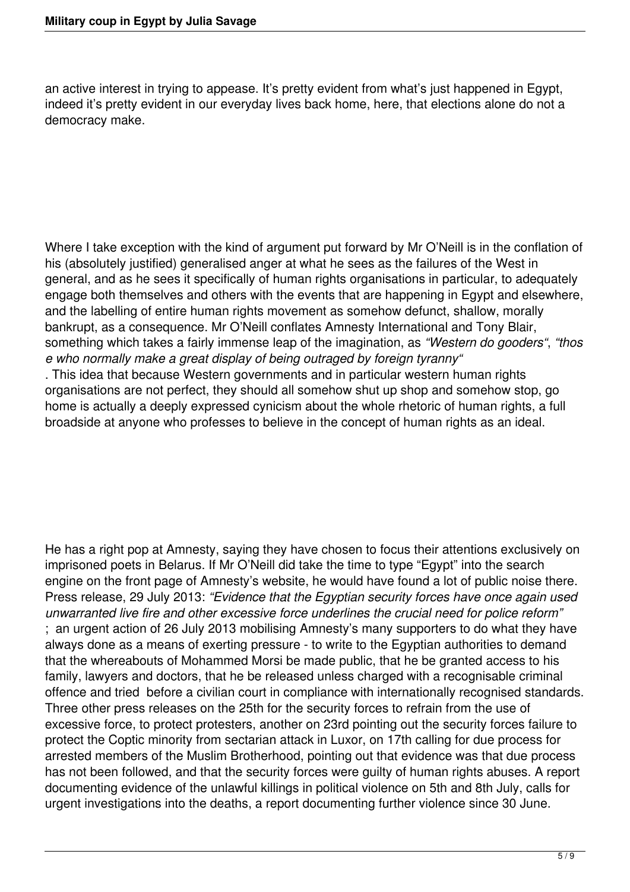an active interest in trying to appease. It's pretty evident from what's just happened in Egypt, indeed it's pretty evident in our everyday lives back home, here, that elections alone do not a democracy make.

Where I take exception with the kind of argument put forward by Mr O'Neill is in the conflation of his (absolutely justified) generalised anger at what he sees as the failures of the West in general, and as he sees it specifically of human rights organisations in particular, to adequately engage both themselves and others with the events that are happening in Egypt and elsewhere, and the labelling of entire human rights movement as somehow defunct, shallow, morally bankrupt, as a consequence. Mr O'Neill conflates Amnesty International and Tony Blair, something which takes a fairly immense leap of the imagination, as *"Western do gooders"*, *"those who normally make a great display of being outraged by foreign tyranny"*. This idea that because Western governments and in particular western human rights organisations are not perfect, they should all somehow shut up shop and somehow stop, go home is actually a deeply expressed cynicism about the whole rhetoric of human rights, a full broadside at anyone who professes to believe in the concept of human rights as an ideal.

He has a right pop at Amnesty, saying they have chosen to focus their attentions exclusively on imprisoned poets in Belarus. If Mr O'Neill did take the time to type "Egypt" into the search engine on the front page of Amnesty's website, he would have found a lot of public noise there. Press release, 29 July 2013: *"Evidence that the Egyptian security forces have once again used unwarranted live fire and other excessive force underlines the crucial need for police reform"*; an urgent action of 26 July 2013 mobilising Amnesty's many supporters to do what they have always done as a means of exerting pressure - to write to the Egyptian authorities to demand that the whereabouts of Mohammed Morsi be made public, that he be granted access to his family, lawyers and doctors, that he be released unless charged with a recognisable criminal offence and tried before a civilian court in compliance with internationally recognised standards. Three other press releases on the 25th for the security forces to refrain from the use of excessive force, to protect protesters, another on 23rd pointing out the security forces failure to protect the Coptic minority from sectarian attack in Luxor, on 17th calling for due process for arrested members of the Muslim Brotherhood, pointing out that evidence was that due process has not been followed, and that the security forces were guilty of human rights abuses. A report documenting evidence of the unlawful killings in political violence on 5th and 8th July, calls for urgent investigations into the deaths, a report documenting further violence since 30 June.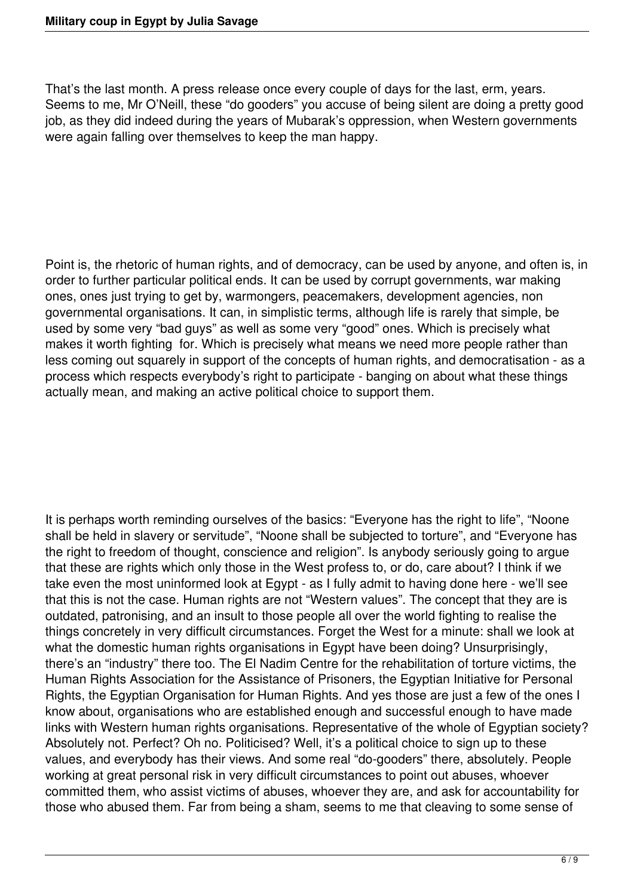That's the last month. A press release once every couple of days for the last, erm, years. Seems to me, Mr O'Neill, these "do gooders" you accuse of being silent are doing a pretty good job, as they did indeed during the years of Mubarak's oppression, when Western governments were again falling over themselves to keep the man happy.

Point is, the rhetoric of human rights, and of democracy, can be used by anyone, and often is, in order to further particular political ends. It can be used by corrupt governments, war making ones, ones just trying to get by, warmongers, peacemakers, development agencies, non governmental organisations. It can, in simplistic terms, although life is rarely that simple, be used by some very "bad guys" as well as some very "good" ones. Which is precisely what makes it worth fighting for. Which is precisely what means we need more people rather than less coming out squarely in support of the concepts of human rights, and democratisation - as a process which respects everybody's right to participate - banging on about what these things actually mean, and making an active political choice to support them.

It is perhaps worth reminding ourselves of the basics: "Everyone has the right to life", "Noone shall be held in slavery or servitude", "Noone shall be subjected to torture", and "Everyone has the right to freedom of thought, conscience and religion". Is anybody seriously going to argue that these are rights which only those in the West profess to, or do, care about? I think if we take even the most uninformed look at Egypt - as I fully admit to having done here - we'll see that this is not the case. Human rights are not "Western values". The concept that they are is outdated, patronising, and an insult to those people all over the world fighting to realise the things concretely in very difficult circumstances. Forget the West for a minute: shall we look at what the domestic human rights organisations in Egypt have been doing? Unsurprisingly, there's an "industry" there too. The El Nadim Centre for the rehabilitation of torture victims, the Human Rights Association for the Assistance of Prisoners, the Egyptian Initiative for Personal Rights, the Egyptian Organisation for Human Rights. And yes those are just a few of the ones I know about, organisations who are established enough and successful enough to have made links with Western human rights organisations. Representative of the whole of Egyptian society? Absolutely not. Perfect? Oh no. Politicised? Well, it's a political choice to sign up to these values, and everybody has their views. And some real "do-gooders" there, absolutely. People working at great personal risk in very difficult circumstances to point out abuses, whoever committed them, who assist victims of abuses, whoever they are, and ask for accountability for those who abused them. Far from being a sham, seems to me that cleaving to some sense of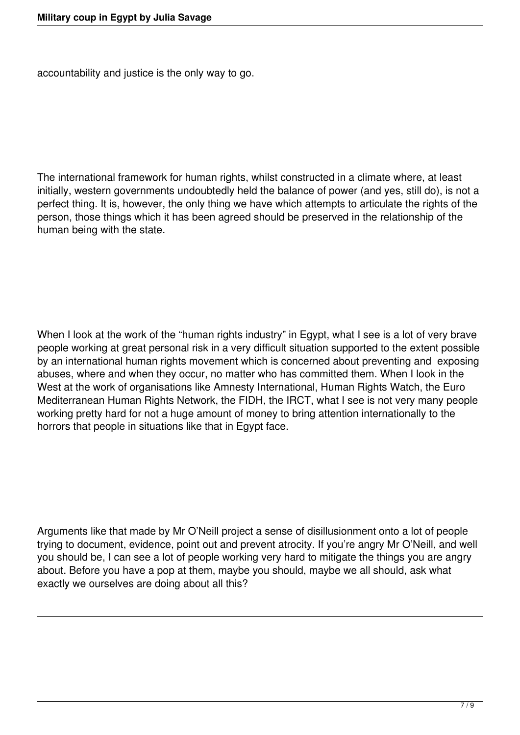accountability and justice is the only way to go.

The international framework for human rights, whilst constructed in a climate where, at least initially, western governments undoubtedly held the balance of power (and yes, still do), is not a perfect thing. It is, however, the only thing we have which attempts to articulate the rights of the person, those things which it has been agreed should be preserved in the relationship of the human being with the state.

When I look at the work of the "human rights industry" in Egypt, what I see is a lot of very brave people working at great personal risk in a very difficult situation supported to the extent possible by an international human rights movement which is concerned about preventing and exposing abuses, where and when they occur, no matter who has committed them. When I look in the West at the work of organisations like Amnesty International, Human Rights Watch, the Euro Mediterranean Human Rights Network, the FIDH, the IRCT, what I see is not very many people working pretty hard for not a huge amount of money to bring attention internationally to the horrors that people in situations like that in Egypt face.

Arguments like that made by Mr O'Neill project a sense of disillusionment onto a lot of people trying to document, evidence, point out and prevent atrocity. If you're angry Mr O'Neill, and well you should be, I can see a lot of people working very hard to mitigate the things you are angry about. Before you have a pop at them, maybe you should, maybe we all should, ask what exactly we ourselves are doing about all this?

---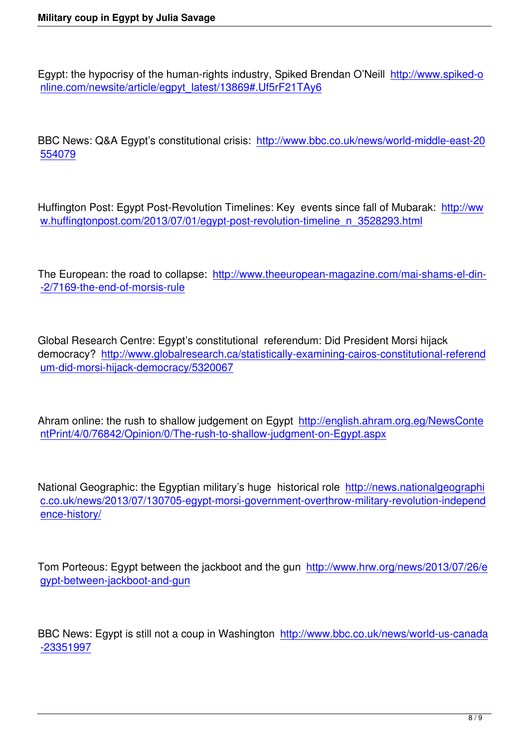Egypt: the hypocrisy of the human-rights industry, Spiked Brendan O'Neill http://www.spiked-online.com/newsite/article/egpyt_latest/13869#.Uf5rF21TAy6

BBC News: Q&A Egypt's constitutional crisis: http://www.bbc.co.uk/news/world-middle-east-20554079

Huffington Post: Egypt Post-Revolution Timelines: Key events since fall of Mubarak: http://www.huffingtonpost.com/2013/07/01/egypt-post-revolution-timeline_n_3528293.html

The European: the road to collapse: http://www.theeuropean-magazine.com/mai-shams-el-din--2/7169-the-end-of-morsis-rule

Global Research Centre: Egypt's constitutional referendum: Did President Morsi hijack democracy? http://www.globalresearch.ca/statistically-examining-cairos-constitutional-referendum-did-morsi-hijack-democracy/5320067

Ahram online: the rush to shallow judgement on Egypt http://english.ahram.org.eg/NewsContentPrint/4/0/76842/Opinion/0/The-rush-to-shallow-judgment-on-Egypt.aspx

National Geographic: the Egyptian military's huge historical role http://news.nationalgeographic.co.uk/news/2013/07/130705-egypt-morsi-government-overthrow-military-revolution-independence-history/

Tom Porteous: Egypt between the jackboot and the gun http://www.hrw.org/news/2013/07/26/egypt-between-jackboot-and-gun

BBC News: Egypt is still not a coup in Washington http://www.bbc.co.uk/news/world-us-canada-23351997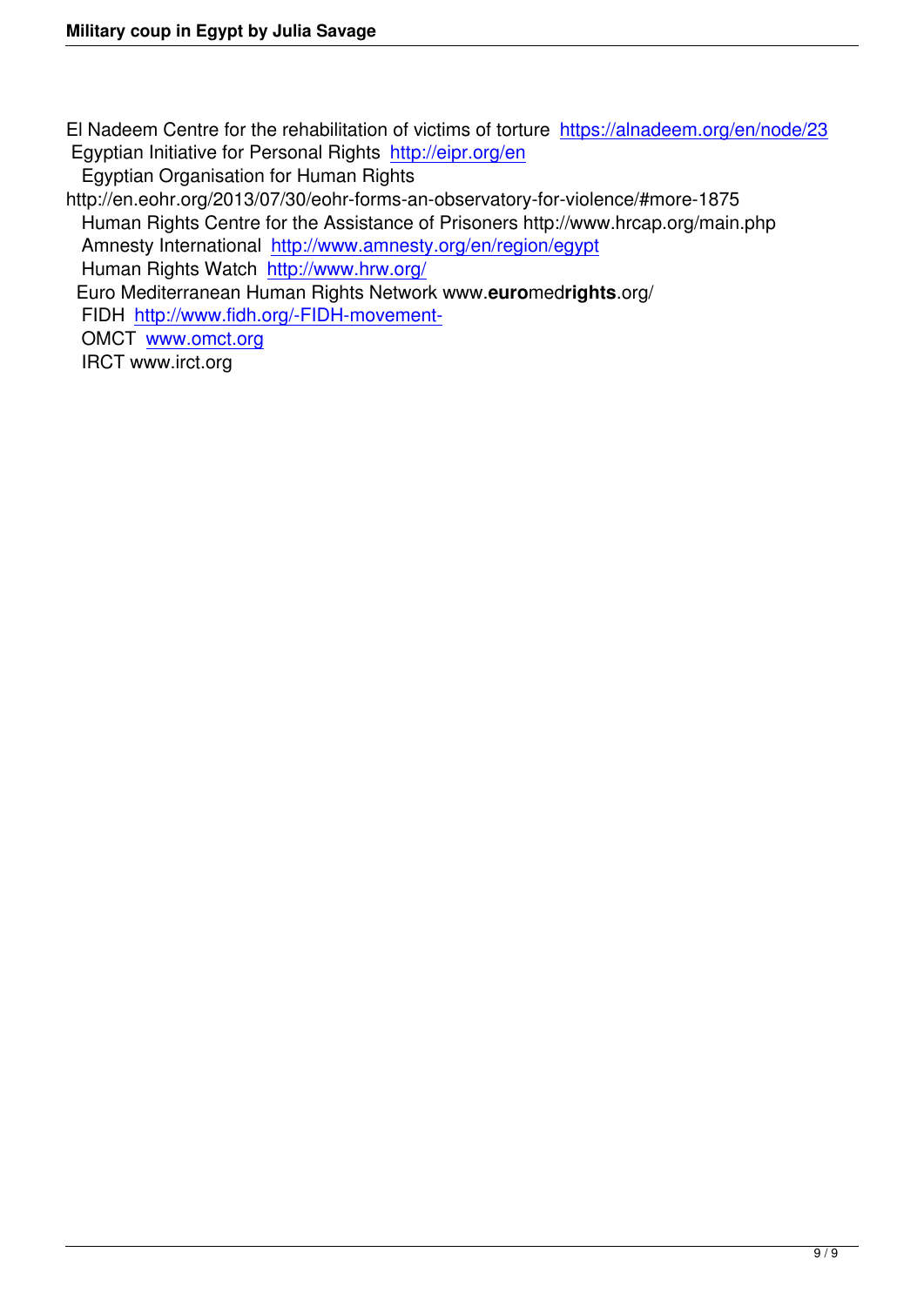El Nadeem Centre for the rehabilitation of victims of torture https://alnadeem.org/en/node/23

Egyptian Initiative for Personal Rights http://eipr.org/en

Egyptian Organisation for Human Rights http://en.eohr.org/2013/07/30/eohr-forms-an-observatory-for-violence/#more-1875

Human Rights Centre for the Assistance of Prisoners http://www.hrcap.org/main.php

Amnesty International http://www.amnesty.org/en/region/egypt

Human Rights Watch http://www.hrw.org/

Euro Mediterranean Human Rights Network www.**euro**med**rights**.org/

FIDH http://www.fidh.org/-FIDH-movement-

OMCT www.omct.org

IRCT www.irct.org